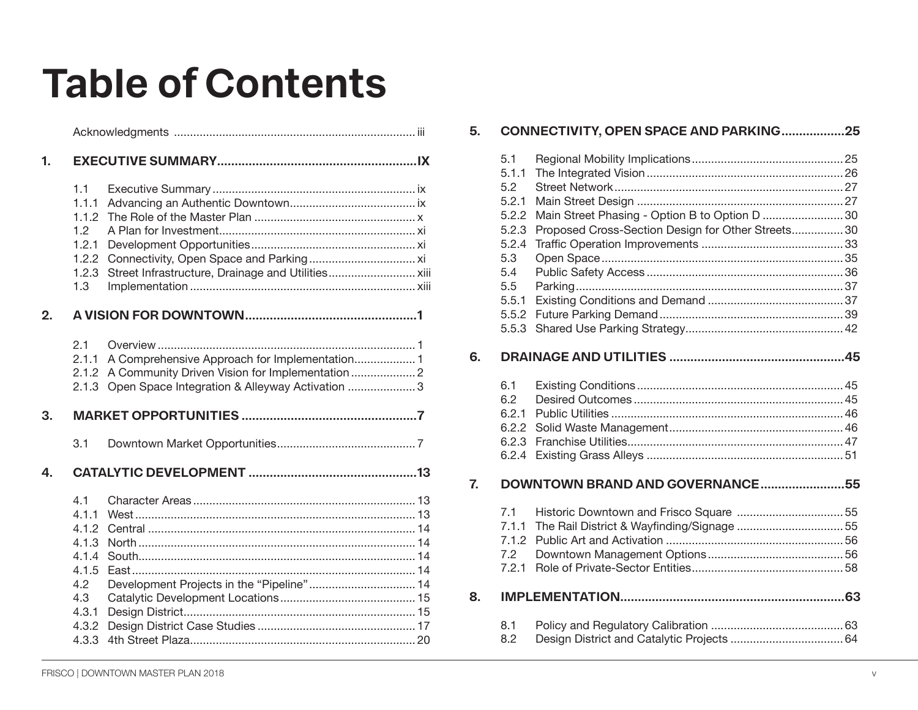# Table of Contents

Acknowledgments .......... iii

**1. EXECUTIVE SUMMARY .......... IX**

- 1.1 Executive Summary .......... ix
- 1.1.1 Advancing an Authentic Downtown .......... ix
- 1.1.2 The Role of the Master Plan .......... x
- 1.2 A Plan for Investment .......... xi
- 1.2.1 Development Opportunities .......... xi
- 1.2.2 Connectivity, Open Space and Parking .......... xi
- 1.2.3 Street Infrastructure, Drainage and Utilities .......... xiii
- 1.3 Implementation .......... xiii

**2. A VISION FOR DOWNTOWN .......... 1**

- 2.1 Overview .......... 1
- 2.1.1 A Comprehensive Approach for Implementation .......... 1
- 2.1.2 A Community Driven Vision for Implementation .......... 2
- 2.1.3 Open Space Integration & Alleyway Activation .......... 3

**3. MARKET OPPORTUNITIES .......... 7**

- 3.1 Downtown Market Opportunities .......... 7

**4. CATALYTIC DEVELOPMENT .......... 13**

- 4.1 Character Areas .......... 13
- 4.1.1 West .......... 13
- 4.1.2 Central .......... 14
- 4.1.3 North .......... 14
- 4.1.4 South .......... 14
- 4.1.5 East .......... 14
- 4.2 Development Projects in the "Pipeline" .......... 14
- 4.3 Catalytic Development Locations .......... 15
- 4.3.1 Design District .......... 15
- 4.3.2 Design District Case Studies .......... 17
- 4.3.3 4th Street Plaza .......... 20

**5. CONNECTIVITY, OPEN SPACE AND PARKING .......... 25**

- 5.1 Regional Mobility Implications .......... 25
- 5.1.1 The Integrated Vision .......... 26
- 5.2 Street Network .......... 27
- 5.2.1 Main Street Design .......... 27
- 5.2.2 Main Street Phasing - Option B to Option D .......... 30
- 5.2.3 Proposed Cross-Section Design for Other Streets .......... 30
- 5.2.4 Traffic Operation Improvements .......... 33
- 5.3 Open Space .......... 35
- 5.4 Public Safety Access .......... 36
- 5.5 Parking .......... 37
- 5.5.1 Existing Conditions and Demand .......... 37
- 5.5.2 Future Parking Demand .......... 39
- 5.5.3 Shared Use Parking Strategy .......... 42

**6. DRAINAGE AND UTILITIES .......... 45**

- 6.1 Existing Conditions .......... 45
- 6.2 Desired Outcomes .......... 45
- 6.2.1 Public Utilities .......... 46
- 6.2.2 Solid Waste Management .......... 46
- 6.2.3 Franchise Utilities .......... 47
- 6.2.4 Existing Grass Alleys .......... 51

**7. DOWNTOWN BRAND AND GOVERNANCE .......... 55**

- 7.1 Historic Downtown and Frisco Square .......... 55
- 7.1.1 The Rail District & Wayfinding/Signage .......... 55
- 7.1.2 Public Art and Activation .......... 56
- 7.2 Downtown Management Options .......... 56
- 7.2.1 Role of Private-Sector Entities .......... 58

**8. IMPLEMENTATION .......... 63**

- 8.1 Policy and Regulatory Calibration .......... 63
- 8.2 Design District and Catalytic Projects .......... 64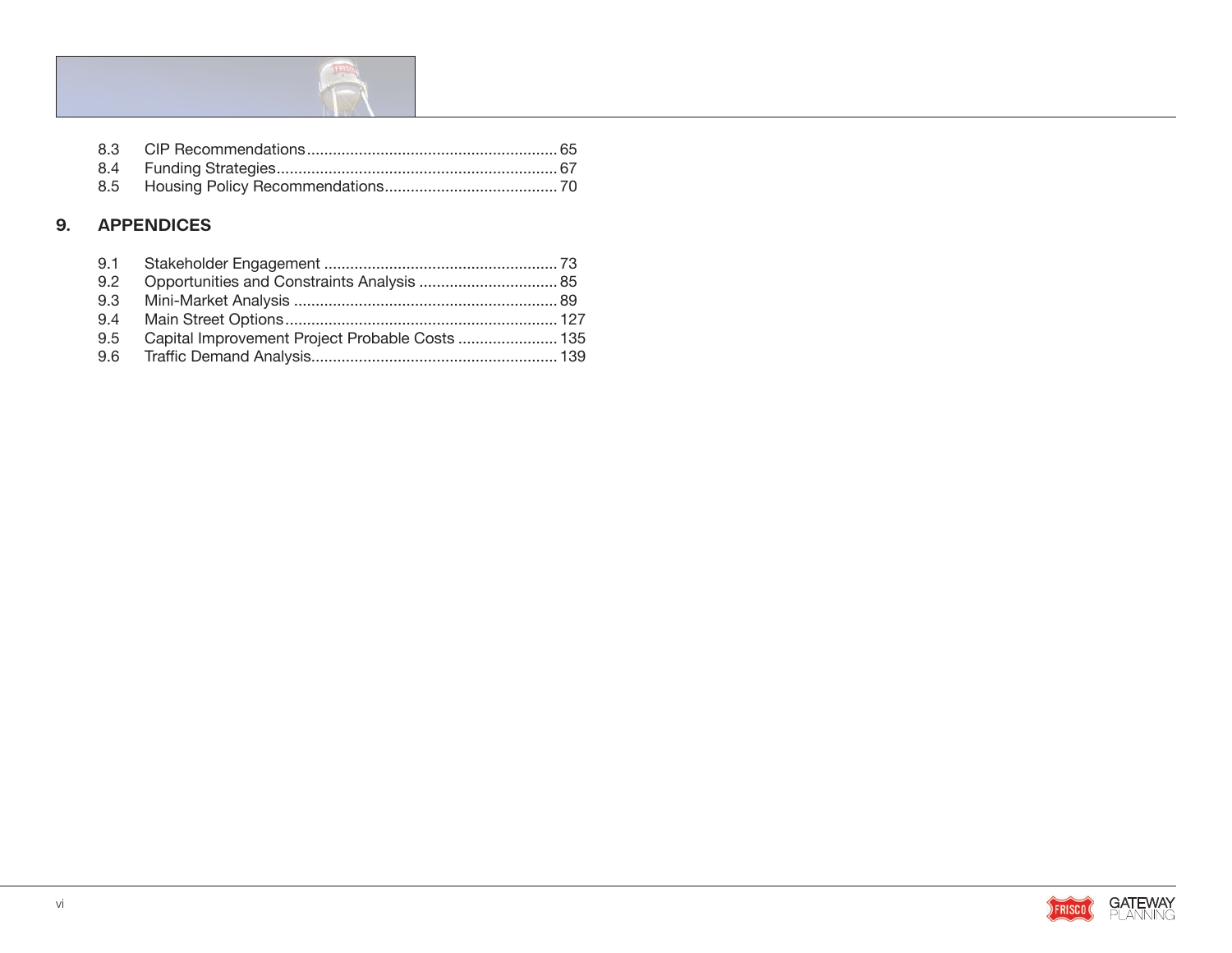8.3 CIP Recommendations........................................................ 65
8.4 Funding Strategies............................................................... 67
8.5 Housing Policy Recommendations....................................... 70

## 9. APPENDICES

9.1 Stakeholder Engagement ..................................................... 73
9.2 Opportunities and Constraints Analysis ................................ 85
9.3 Mini-Market Analysis ............................................................ 89
9.4 Main Street Options.............................................................. 127
9.5 Capital Improvement Project Probable Costs ....................... 135
9.6 Traffic Demand Analysis........................................................ 139